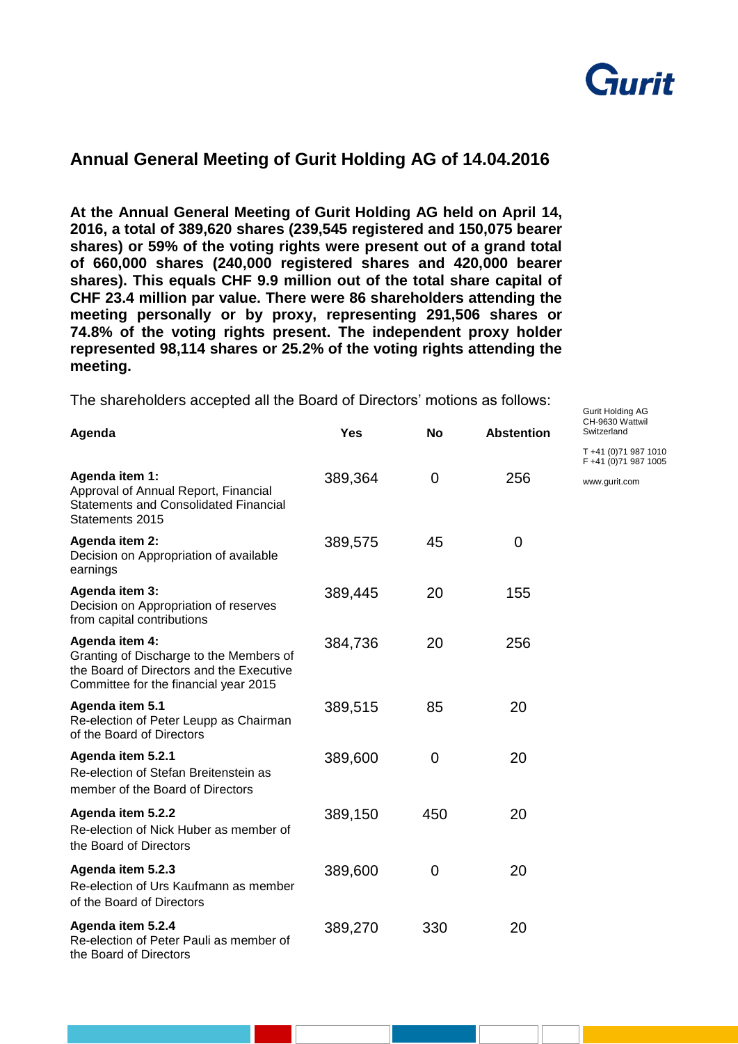## Annual General Meeting of Gurit Holding AG of 14.04.2016

**At the Annual General Meeting of Gurit Holding AG held on April 14, 2016, a total of 389,620 shares (239,545 registered and 150,075 bearer shares) or 59% of the voting rights were present out of a grand total of 660,000 shares (240,000 registered shares and 420,000 bearer shares). This equals CHF 9.9 million out of the total share capital of CHF 23.4 million par value. There were 86 shareholders attending the meeting personally or by proxy, representing 291,506 shares or 74.8% of the voting rights present. The independent proxy holder represented 98,114 shares or 25.2% of the voting rights attending the meeting.**

The shareholders accepted all the Board of Directors' motions as follows:

Gurit Holding AG
CH-9630 Wattwil
Switzerland

T +41 (0)71 987 1010
F +41 (0)71 987 1005

www.gurit.com

| Agenda | Yes | No | Abstention |
|---|---|---|---|
| **Agenda item 1:** Approval of Annual Report, Financial Statements and Consolidated Financial Statements 2015 | 389,364 | 0 | 256 |
| **Agenda item 2:** Decision on Appropriation of available earnings | 389,575 | 45 | 0 |
| **Agenda item 3:** Decision on Appropriation of reserves from capital contributions | 389,445 | 20 | 155 |
| **Agenda item 4:** Granting of Discharge to the Members of the Board of Directors and the Executive Committee for the financial year 2015 | 384,736 | 20 | 256 |
| **Agenda item 5.1** Re-election of Peter Leupp as Chairman of the Board of Directors | 389,515 | 85 | 20 |
| **Agenda item 5.2.1** Re-election of Stefan Breitenstein as member of the Board of Directors | 389,600 | 0 | 20 |
| **Agenda item 5.2.2** Re-election of Nick Huber as member of the Board of Directors | 389,150 | 450 | 20 |
| **Agenda item 5.2.3** Re-election of Urs Kaufmann as member of the Board of Directors | 389,600 | 0 | 20 |
| **Agenda item 5.2.4** Re-election of Peter Pauli as member of the Board of Directors | 389,270 | 330 | 20 |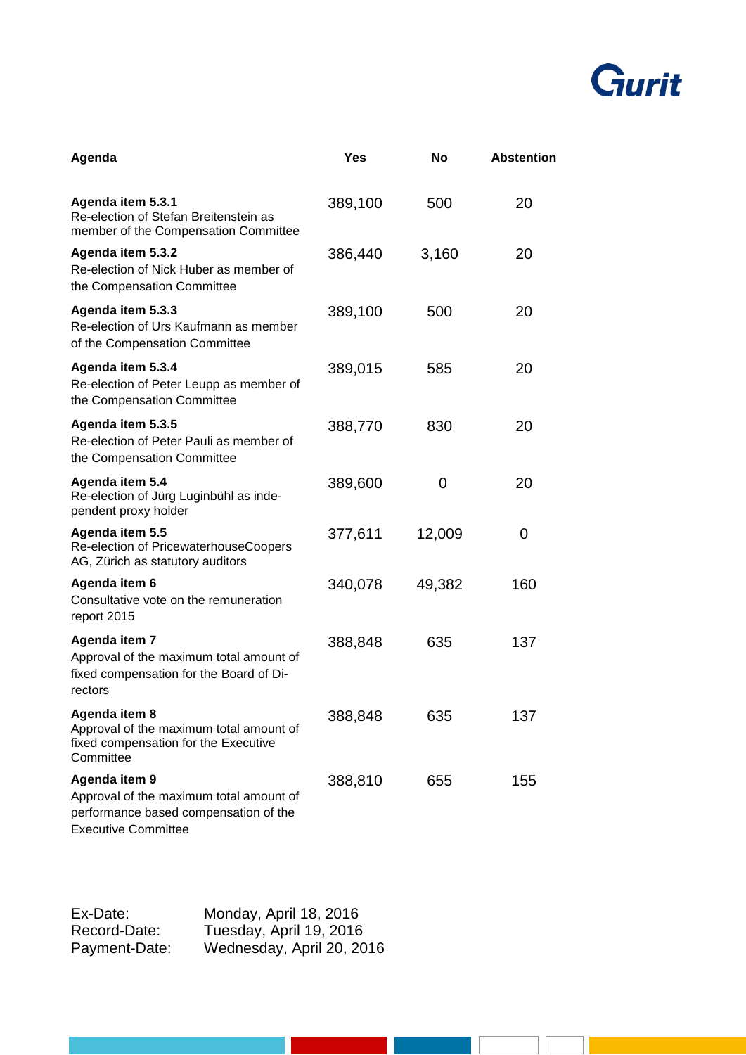| Agenda | Yes | No | Abstention |
|---|---|---|---|
| **Agenda item 5.3.1** Re-election of Stefan Breitenstein as member of the Compensation Committee | 389,100 | 500 | 20 |
| **Agenda item 5.3.2** Re-election of Nick Huber as member of the Compensation Committee | 386,440 | 3,160 | 20 |
| **Agenda item 5.3.3** Re-election of Urs Kaufmann as member of the Compensation Committee | 389,100 | 500 | 20 |
| **Agenda item 5.3.4** Re-election of Peter Leupp as member of the Compensation Committee | 389,015 | 585 | 20 |
| **Agenda item 5.3.5** Re-election of Peter Pauli as member of the Compensation Committee | 388,770 | 830 | 20 |
| **Agenda item 5.4** Re-election of Jürg Luginbühl as independent proxy holder | 389,600 | 0 | 20 |
| **Agenda item 5.5** Re-election of PricewaterhouseCoopers AG, Zürich as statutory auditors | 377,611 | 12,009 | 0 |
| **Agenda item 6** Consultative vote on the remuneration report 2015 | 340,078 | 49,382 | 160 |
| **Agenda item 7** Approval of the maximum total amount of fixed compensation for the Board of Directors | 388,848 | 635 | 137 |
| **Agenda item 8** Approval of the maximum total amount of fixed compensation for the Executive Committee | 388,848 | 635 | 137 |
| **Agenda item 9** Approval of the maximum total amount of performance based compensation of the Executive Committee | 388,810 | 655 | 155 |

Ex-Date: Monday, April 18, 2016
Record-Date: Tuesday, April 19, 2016
Payment-Date: Wednesday, April 20, 2016